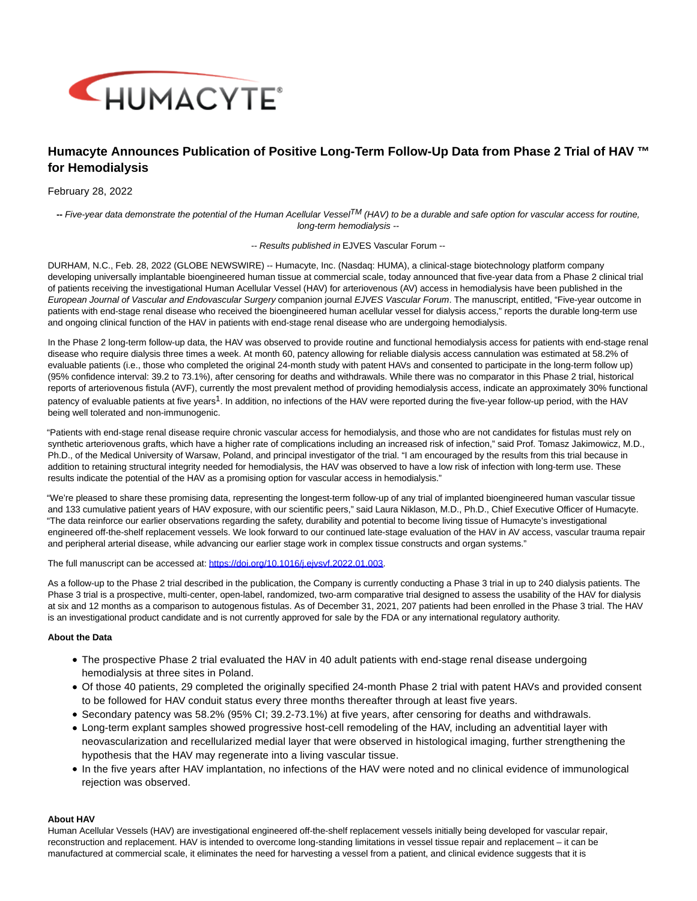# Humacyte Announces Publication of Positive Long-Term Follow-Up Data from Phase 2 Trial of HAV ™ for Hemodialysis

February 28, 2022

**--** *Five-year data demonstrate the potential of the Human Acellular Vessel™ (HAV) to be a durable and safe option for vascular access for routine, long-term hemodialysis --*

-- *Results published in* EJVES Vascular Forum --

DURHAM, N.C., Feb. 28, 2022 (GLOBE NEWSWIRE) -- Humacyte, Inc. (Nasdaq: HUMA), a clinical-stage biotechnology platform company developing universally implantable bioengineered human tissue at commercial scale, today announced that five-year data from a Phase 2 clinical trial of patients receiving the investigational Human Acellular Vessel (HAV) for arteriovenous (AV) access in hemodialysis have been published in the *European Journal of Vascular and Endovascular Surgery* companion journal *EJVES Vascular Forum*. The manuscript, entitled, "Five-year outcome in patients with end-stage renal disease who received the bioengineered human acellular vessel for dialysis access," reports the durable long-term use and ongoing clinical function of the HAV in patients with end-stage renal disease who are undergoing hemodialysis.

In the Phase 2 long-term follow-up data, the HAV was observed to provide routine and functional hemodialysis access for patients with end-stage renal disease who require dialysis three times a week. At month 60, patency allowing for reliable dialysis access cannulation was estimated at 58.2% of evaluable patients (i.e., those who completed the original 24-month study with patent HAVs and consented to participate in the long-term follow up) (95% confidence interval: 39.2 to 73.1%), after censoring for deaths and withdrawals. While there was no comparator in this Phase 2 trial, historical reports of arteriovenous fistula (AVF), currently the most prevalent method of providing hemodialysis access, indicate an approximately 30% functional patency of evaluable patients at five years[1]. In addition, no infections of the HAV were reported during the five-year follow-up period, with the HAV being well tolerated and non-immunogenic.

"Patients with end-stage renal disease require chronic vascular access for hemodialysis, and those who are not candidates for fistulas must rely on synthetic arteriovenous grafts, which have a higher rate of complications including an increased risk of infection," said Prof. Tomasz Jakimowicz, M.D., Ph.D., of the Medical University of Warsaw, Poland, and principal investigator of the trial. "I am encouraged by the results from this trial because in addition to retaining structural integrity needed for hemodialysis, the HAV was observed to have a low risk of infection with long-term use. These results indicate the potential of the HAV as a promising option for vascular access in hemodialysis."

"We're pleased to share these promising data, representing the longest-term follow-up of any trial of implanted bioengineered human vascular tissue and 133 cumulative patient years of HAV exposure, with our scientific peers," said Laura Niklason, M.D., Ph.D., Chief Executive Officer of Humacyte. "The data reinforce our earlier observations regarding the safety, durability and potential to become living tissue of Humacyte's investigational engineered off-the-shelf replacement vessels. We look forward to our continued late-stage evaluation of the HAV in AV access, vascular trauma repair and peripheral arterial disease, while advancing our earlier stage work in complex tissue constructs and organ systems."

The full manuscript can be accessed at: [https://doi.org/10.1016/j.ejvsvf.2022.01.003](https://doi.org/10.1016/j.ejvsvf.2022.01.003).

As a follow-up to the Phase 2 trial described in the publication, the Company is currently conducting a Phase 3 trial in up to 240 dialysis patients. The Phase 3 trial is a prospective, multi-center, open-label, randomized, two-arm comparative trial designed to assess the usability of the HAV for dialysis at six and 12 months as a comparison to autogenous fistulas. As of December 31, 2021, 207 patients had been enrolled in the Phase 3 trial. The HAV is an investigational product candidate and is not currently approved for sale by the FDA or any international regulatory authority.

**About the Data**

- The prospective Phase 2 trial evaluated the HAV in 40 adult patients with end-stage renal disease undergoing hemodialysis at three sites in Poland.
- Of those 40 patients, 29 completed the originally specified 24-month Phase 2 trial with patent HAVs and provided consent to be followed for HAV conduit status every three months thereafter through at least five years.
- Secondary patency was 58.2% (95% CI; 39.2-73.1%) at five years, after censoring for deaths and withdrawals.
- Long-term explant samples showed progressive host-cell remodeling of the HAV, including an adventitial layer with neovascularization and recellularized medial layer that were observed in histological imaging, further strengthening the hypothesis that the HAV may regenerate into a living vascular tissue.
- In the five years after HAV implantation, no infections of the HAV were noted and no clinical evidence of immunological rejection was observed.

**About HAV**

Human Acellular Vessels (HAV) are investigational engineered off-the-shelf replacement vessels initially being developed for vascular repair, reconstruction and replacement. HAV is intended to overcome long-standing limitations in vessel tissue repair and replacement – it can be manufactured at commercial scale, it eliminates the need for harvesting a vessel from a patient, and clinical evidence suggests that it is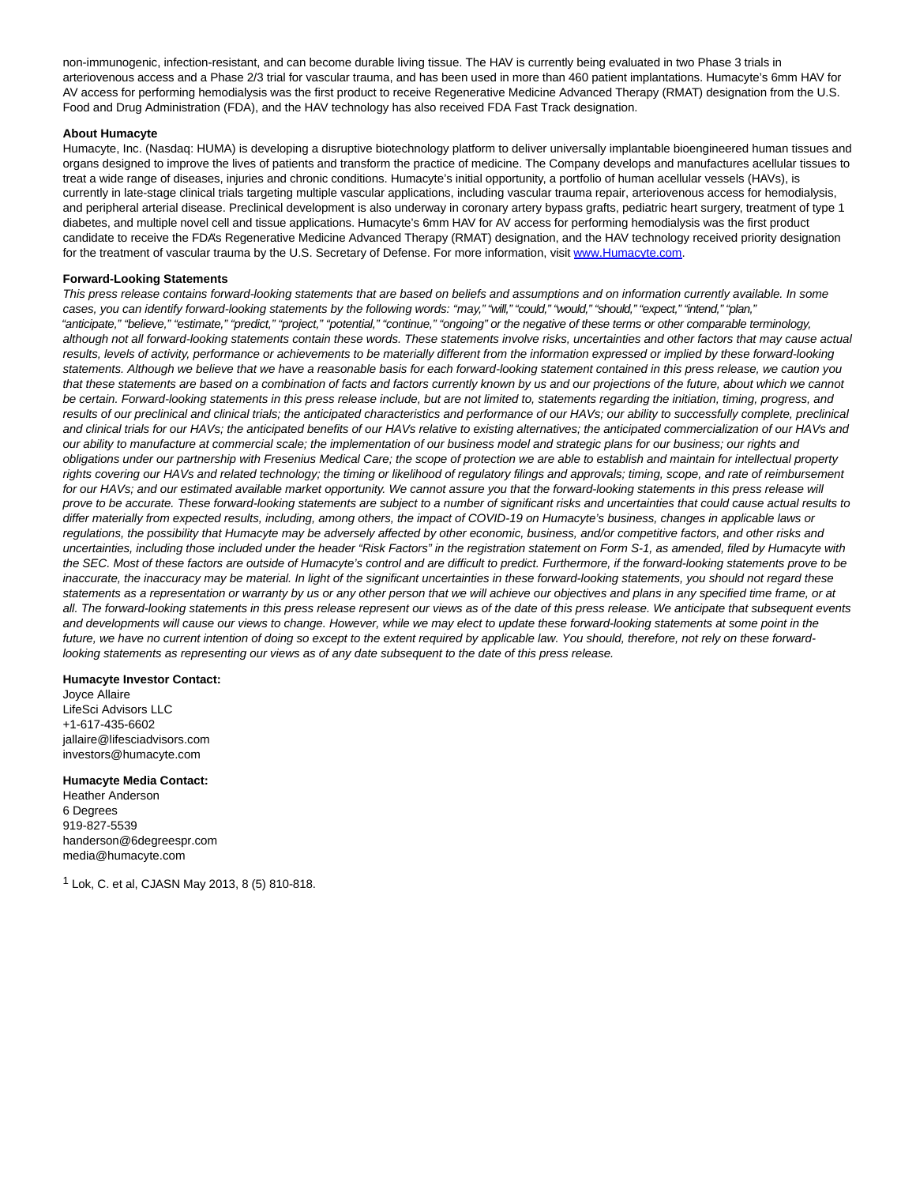non-immunogenic, infection-resistant, and can become durable living tissue. The HAV is currently being evaluated in two Phase 3 trials in arteriovenous access and a Phase 2/3 trial for vascular trauma, and has been used in more than 460 patient implantations. Humacyte's 6mm HAV for AV access for performing hemodialysis was the first product to receive Regenerative Medicine Advanced Therapy (RMAT) designation from the U.S. Food and Drug Administration (FDA), and the HAV technology has also received FDA Fast Track designation.

**About Humacyte**

Humacyte, Inc. (Nasdaq: HUMA) is developing a disruptive biotechnology platform to deliver universally implantable bioengineered human tissues and organs designed to improve the lives of patients and transform the practice of medicine. The Company develops and manufactures acellular tissues to treat a wide range of diseases, injuries and chronic conditions. Humacyte's initial opportunity, a portfolio of human acellular vessels (HAVs), is currently in late-stage clinical trials targeting multiple vascular applications, including vascular trauma repair, arteriovenous access for hemodialysis, and peripheral arterial disease. Preclinical development is also underway in coronary artery bypass grafts, pediatric heart surgery, treatment of type 1 diabetes, and multiple novel cell and tissue applications. Humacyte's 6mm HAV for AV access for performing hemodialysis was the first product candidate to receive the FDA's Regenerative Medicine Advanced Therapy (RMAT) designation, and the HAV technology received priority designation for the treatment of vascular trauma by the U.S. Secretary of Defense. For more information, visit [www.Humacyte.com](http://www.Humacyte.com).

**Forward-Looking Statements**

*This press release contains forward-looking statements that are based on beliefs and assumptions and on information currently available. In some cases, you can identify forward-looking statements by the following words: "may," "will," "could," "would," "should," "expect," "intend," "plan," "anticipate," "believe," "estimate," "predict," "project," "potential," "continue," "ongoing" or the negative of these terms or other comparable terminology, although not all forward-looking statements contain these words. These statements involve risks, uncertainties and other factors that may cause actual results, levels of activity, performance or achievements to be materially different from the information expressed or implied by these forward-looking statements. Although we believe that we have a reasonable basis for each forward-looking statement contained in this press release, we caution you that these statements are based on a combination of facts and factors currently known by us and our projections of the future, about which we cannot be certain. Forward-looking statements in this press release include, but are not limited to, statements regarding the initiation, timing, progress, and results of our preclinical and clinical trials; the anticipated characteristics and performance of our HAVs; our ability to successfully complete, preclinical and clinical trials for our HAVs; the anticipated benefits of our HAVs relative to existing alternatives; the anticipated commercialization of our HAVs and our ability to manufacture at commercial scale; the implementation of our business model and strategic plans for our business; our rights and obligations under our partnership with Fresenius Medical Care; the scope of protection we are able to establish and maintain for intellectual property rights covering our HAVs and related technology; the timing or likelihood of regulatory filings and approvals; timing, scope, and rate of reimbursement for our HAVs; and our estimated available market opportunity. We cannot assure you that the forward-looking statements in this press release will prove to be accurate. These forward-looking statements are subject to a number of significant risks and uncertainties that could cause actual results to differ materially from expected results, including, among others, the impact of COVID-19 on Humacyte's business, changes in applicable laws or regulations, the possibility that Humacyte may be adversely affected by other economic, business, and/or competitive factors, and other risks and uncertainties, including those included under the header "Risk Factors" in the registration statement on Form S-1, as amended, filed by Humacyte with the SEC. Most of these factors are outside of Humacyte's control and are difficult to predict. Furthermore, if the forward-looking statements prove to be inaccurate, the inaccuracy may be material. In light of the significant uncertainties in these forward-looking statements, you should not regard these statements as a representation or warranty by us or any other person that we will achieve our objectives and plans in any specified time frame, or at all. The forward-looking statements in this press release represent our views as of the date of this press release. We anticipate that subsequent events and developments will cause our views to change. However, while we may elect to update these forward-looking statements at some point in the future, we have no current intention of doing so except to the extent required by applicable law. You should, therefore, not rely on these forward-looking statements as representing our views as of any date subsequent to the date of this press release.*

**Humacyte Investor Contact:**

Joyce Allaire
LifeSci Advisors LLC
+1-617-435-6602
jallaire@lifesciadvisors.com
investors@humacyte.com

**Humacyte Media Contact:**

Heather Anderson
6 Degrees
919-827-5539
handerson@6degreespr.com
media@humacyte.com

[1] Lok, C. et al, CJASN May 2013, 8 (5) 810-818.